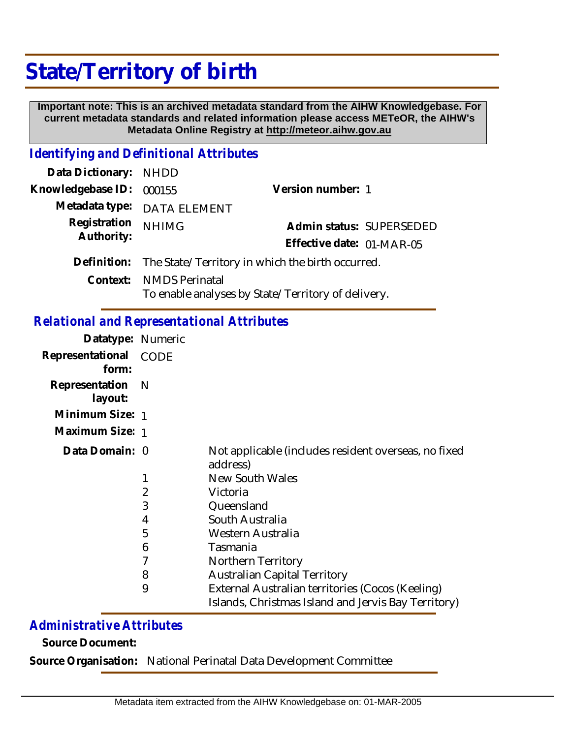# State/Territory of birth

**Important note: This is an archived metadata standard from the AIHW Knowledgebase. For current metadata standards and related information please access METeOR, the AIHW's Metadata Online Registry at http://meteor.aihw.gov.au**

## *Identifying and Definitional Attributes*

| | | | |
|---|---|---|---|
| **Data Dictionary:** | NHDD | | |
| **Knowledgebase ID:** | 000155 | **Version number:** | 1 |
| **Metadata type:** | DATA ELEMENT | | |
| **Registration Authority:** | NHIMG | **Admin status:** | SUPERSEDED |
| | | **Effective date:** | 01-MAR-05 |

**Definition:** The State/Territory in which the birth occurred.

**Context:** NMDS Perinatal
To enable analyses by State/Territory of delivery.

## *Relational and Representational Attributes*

**Datatype:** Numeric

**Representational form:** CODE

**Representation layout:** N

**Minimum Size:** 1

**Maximum Size:** 1

**Data Domain:**

| Code | Description |
|---|---|
| 0 | Not applicable (includes resident overseas, no fixed address) |
| 1 | New South Wales |
| 2 | Victoria |
| 3 | Queensland |
| 4 | South Australia |
| 5 | Western Australia |
| 6 | Tasmania |
| 7 | Northern Territory |
| 8 | Australian Capital Territory |
| 9 | External Australian territories (Cocos (Keeling) Islands, Christmas Island and Jervis Bay Territory) |

## *Administrative Attributes*

**Source Document:**

**Source Organisation:** National Perinatal Data Development Committee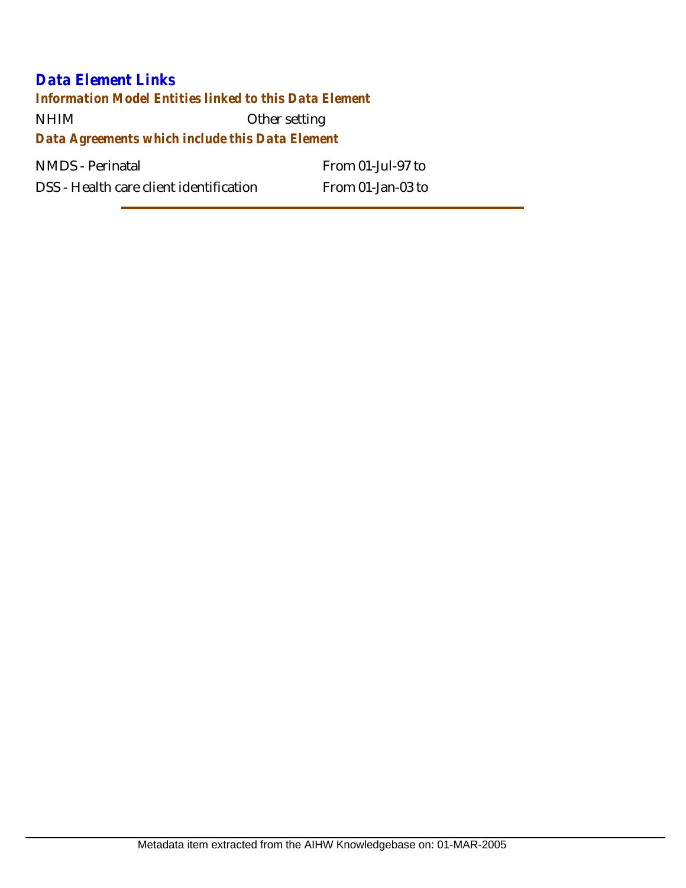## Data Element Links

### Information Model Entities linked to this Data Element

| | |
|---|---|
| NHIM | Other setting |

### Data Agreements which include this Data Element

| | |
|---|---|
| NMDS - Perinatal | From 01-Jul-97 to |
| DSS - Health care client identification | From 01-Jan-03 to |

Metadata item extracted from the AIHW Knowledgebase on: 01-MAR-2005